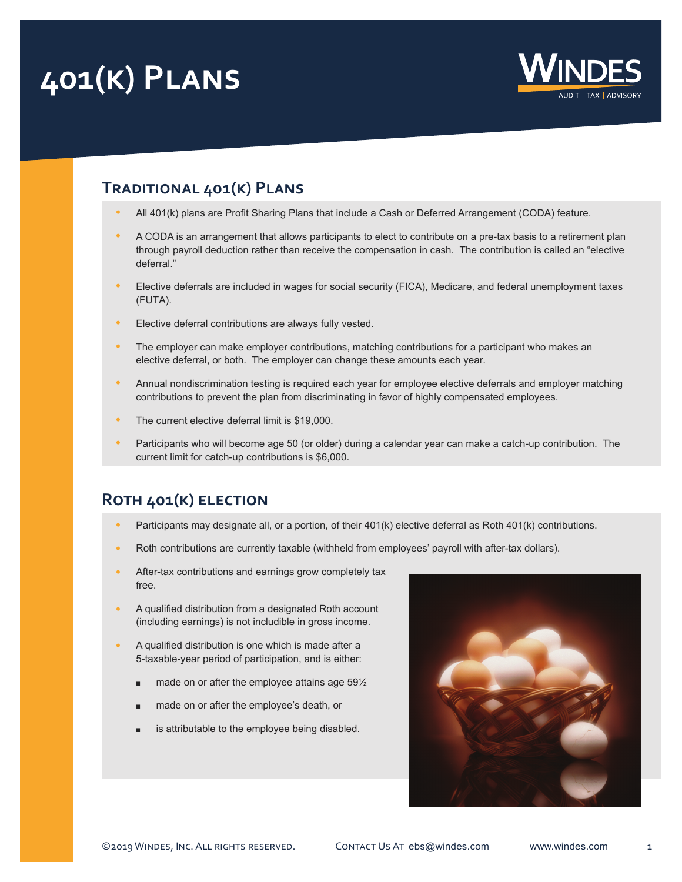# 401(k) Plans

## Traditional 401(k) Plans

- All 401(k) plans are Profit Sharing Plans that include a Cash or Deferred Arrangement (CODA) feature.
- A CODA is an arrangement that allows participants to elect to contribute on a pre-tax basis to a retirement plan through payroll deduction rather than receive the compensation in cash. The contribution is called an "elective deferral."
- Elective deferrals are included in wages for social security (FICA), Medicare, and federal unemployment taxes (FUTA).
- Elective deferral contributions are always fully vested.
- The employer can make employer contributions, matching contributions for a participant who makes an elective deferral, or both. The employer can change these amounts each year.
- Annual nondiscrimination testing is required each year for employee elective deferrals and employer matching contributions to prevent the plan from discriminating in favor of highly compensated employees.
- The current elective deferral limit is $19,000.
- Participants who will become age 50 (or older) during a calendar year can make a catch-up contribution. The current limit for catch-up contributions is $6,000.

## Roth 401(k) Election

- Participants may designate all, or a portion, of their 401(k) elective deferral as Roth 401(k) contributions.
- Roth contributions are currently taxable (withheld from employees' payroll with after-tax dollars).
- After-tax contributions and earnings grow completely tax free.
- A qualified distribution from a designated Roth account (including earnings) is not includible in gross income.
- A qualified distribution is one which is made after a 5-taxable-year period of participation, and is either:
  - made on or after the employee attains age 59½
  - made on or after the employee's death, or
  - is attributable to the employee being disabled.

©2019 Windes, Inc. All rights reserved. Contact Us At ebs@windes.com www.windes.com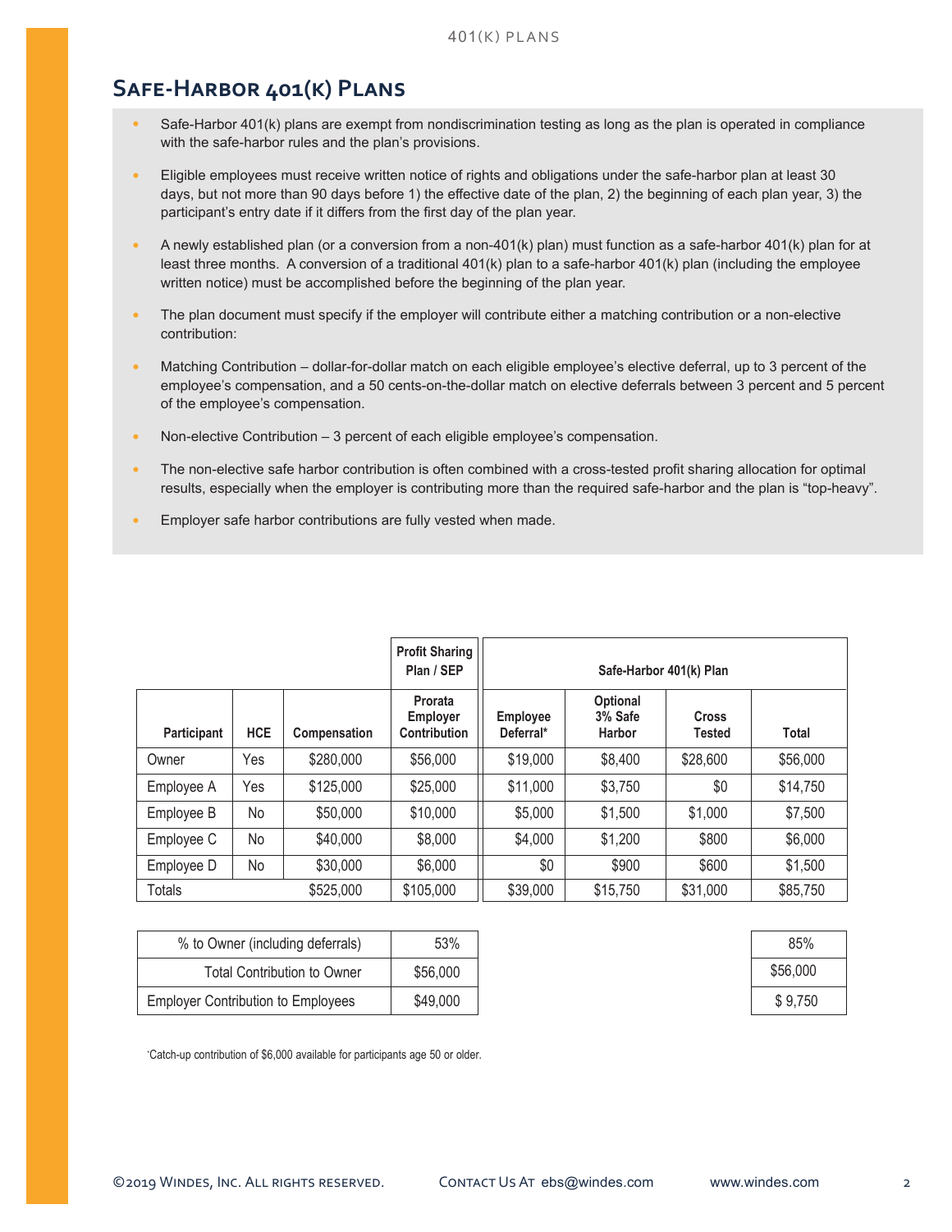## Safe-Harbor 401(k) Plans

- Safe-Harbor 401(k) plans are exempt from nondiscrimination testing as long as the plan is operated in compliance with the safe-harbor rules and the plan's provisions.
- Eligible employees must receive written notice of rights and obligations under the safe-harbor plan at least 30 days, but not more than 90 days before 1) the effective date of the plan, 2) the beginning of each plan year, 3) the participant's entry date if it differs from the first day of the plan year.
- A newly established plan (or a conversion from a non-401(k) plan) must function as a safe-harbor 401(k) plan for at least three months. A conversion of a traditional 401(k) plan to a safe-harbor 401(k) plan (including the employee written notice) must be accomplished before the beginning of the plan year.
- The plan document must specify if the employer will contribute either a matching contribution or a non-elective contribution:
- Matching Contribution – dollar-for-dollar match on each eligible employee's elective deferral, up to 3 percent of the employee's compensation, and a 50 cents-on-the-dollar match on elective deferrals between 3 percent and 5 percent of the employee's compensation.
- Non-elective Contribution – 3 percent of each eligible employee's compensation.
- The non-elective safe harbor contribution is often combined with a cross-tested profit sharing allocation for optimal results, especially when the employer is contributing more than the required safe-harbor and the plan is "top-heavy".
- Employer safe harbor contributions are fully vested when made.

| | | | Profit Sharing Plan / SEP | Safe-Harbor 401(k) Plan | | | |
|---|---|---|---|---|---|---|---|
| **Participant** | **HCE** | **Compensation** | **Prorata Employer Contribution** | **Employee Deferral*** | **Optional 3% Safe Harbor** | **Cross Tested** | **Total** |
| Owner | Yes | $280,000 | $56,000 | $19,000 | $8,400 | $28,600 | $56,000 |
| Employee A | Yes | $125,000 | $25,000 | $11,000 | $3,750 | $0 | $14,750 |
| Employee B | No | $50,000 | $10,000 | $5,000 | $1,500 | $1,000 | $7,500 |
| Employee C | No | $40,000 | $8,000 | $4,000 | $1,200 | $800 | $6,000 |
| Employee D | No | $30,000 | $6,000 | $0 | $900 | $600 | $1,500 |
| Totals | | $525,000 | $105,000 | $39,000 | $15,750 | $31,000 | $85,750 |

| | Profit Sharing Plan / SEP | Safe-Harbor 401(k) Plan |
|---|---|---|
| % to Owner (including deferrals) | 53% | 85% |
| Total Contribution to Owner | $56,000 | $56,000 |
| Employer Contribution to Employees | $49,000 | $ 9,750 |

*Catch-up contribution of $6,000 available for participants age 50 or older.